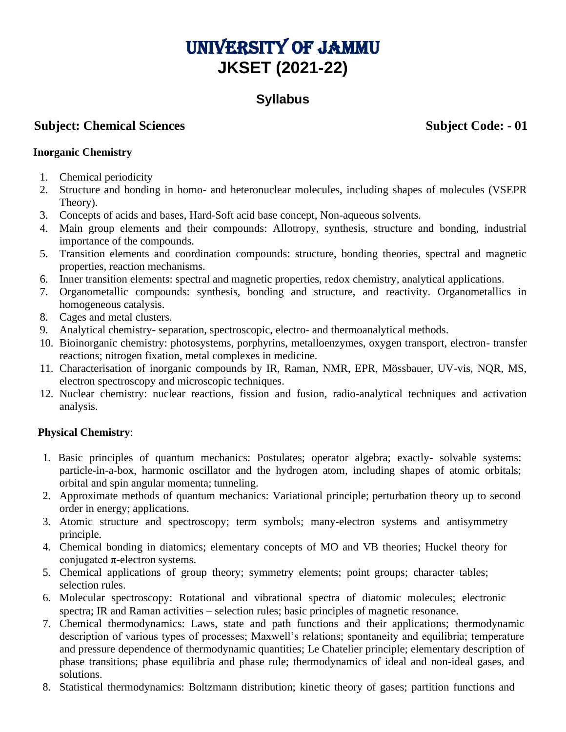# UNIVERSITY OF JAMMU

# JKSET (2021-22)

## Syllabus

**Subject: Chemical Sciences** **Subject Code: - 01**

### Inorganic Chemistry

1. Chemical periodicity
2. Structure and bonding in homo- and heteronuclear molecules, including shapes of molecules (VSEPR Theory).
3. Concepts of acids and bases, Hard-Soft acid base concept, Non-aqueous solvents.
4. Main group elements and their compounds: Allotropy, synthesis, structure and bonding, industrial importance of the compounds.
5. Transition elements and coordination compounds: structure, bonding theories, spectral and magnetic properties, reaction mechanisms.
6. Inner transition elements: spectral and magnetic properties, redox chemistry, analytical applications.
7. Organometallic compounds: synthesis, bonding and structure, and reactivity. Organometallics in homogeneous catalysis.
8. Cages and metal clusters.
9. Analytical chemistry- separation, spectroscopic, electro- and thermoanalytical methods.
10. Bioinorganic chemistry: photosystems, porphyrins, metalloenzymes, oxygen transport, electron- transfer reactions; nitrogen fixation, metal complexes in medicine.
11. Characterisation of inorganic compounds by IR, Raman, NMR, EPR, Mössbauer, UV-vis, NQR, MS, electron spectroscopy and microscopic techniques.
12. Nuclear chemistry: nuclear reactions, fission and fusion, radio-analytical techniques and activation analysis.

### Physical Chemistry:

1. Basic principles of quantum mechanics: Postulates; operator algebra; exactly- solvable systems: particle-in-a-box, harmonic oscillator and the hydrogen atom, including shapes of atomic orbitals; orbital and spin angular momenta; tunneling.
2. Approximate methods of quantum mechanics: Variational principle; perturbation theory up to second order in energy; applications.
3. Atomic structure and spectroscopy; term symbols; many-electron systems and antisymmetry principle.
4. Chemical bonding in diatomics; elementary concepts of MO and VB theories; Huckel theory for conjugated $\pi$-electron systems.
5. Chemical applications of group theory; symmetry elements; point groups; character tables; selection rules.
6. Molecular spectroscopy: Rotational and vibrational spectra of diatomic molecules; electronic spectra; IR and Raman activities – selection rules; basic principles of magnetic resonance.
7. Chemical thermodynamics: Laws, state and path functions and their applications; thermodynamic description of various types of processes; Maxwell's relations; spontaneity and equilibria; temperature and pressure dependence of thermodynamic quantities; Le Chatelier principle; elementary description of phase transitions; phase equilibria and phase rule; thermodynamics of ideal and non-ideal gases, and solutions.
8. Statistical thermodynamics: Boltzmann distribution; kinetic theory of gases; partition functions and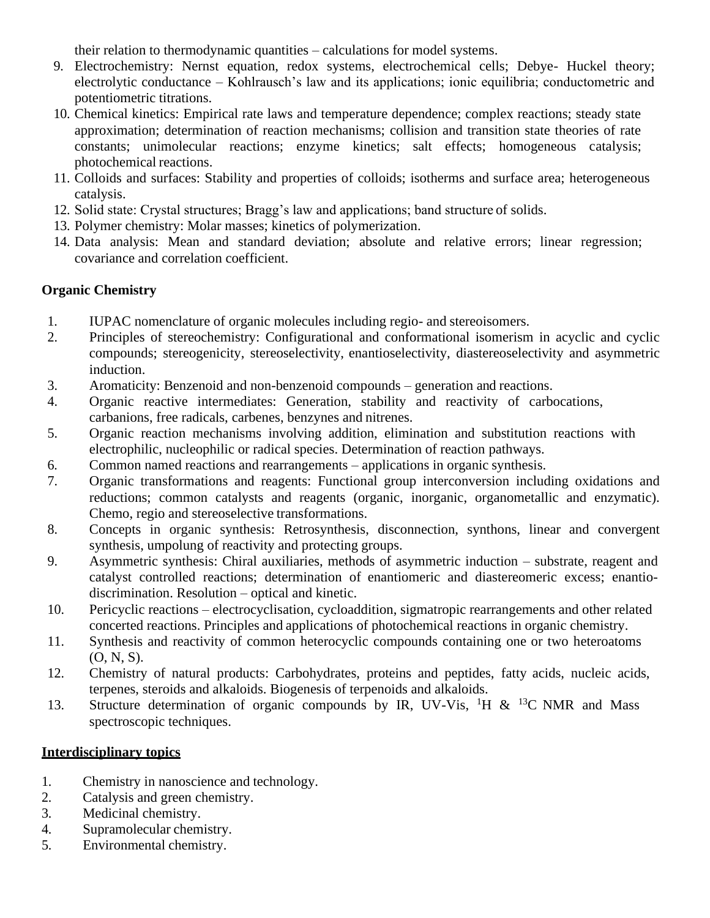their relation to thermodynamic quantities – calculations for model systems.

9. Electrochemistry: Nernst equation, redox systems, electrochemical cells; Debye- Huckel theory; electrolytic conductance – Kohlrausch's law and its applications; ionic equilibria; conductometric and potentiometric titrations.
10. Chemical kinetics: Empirical rate laws and temperature dependence; complex reactions; steady state approximation; determination of reaction mechanisms; collision and transition state theories of rate constants; unimolecular reactions; enzyme kinetics; salt effects; homogeneous catalysis; photochemical reactions.
11. Colloids and surfaces: Stability and properties of colloids; isotherms and surface area; heterogeneous catalysis.
12. Solid state: Crystal structures; Bragg's law and applications; band structure of solids.
13. Polymer chemistry: Molar masses; kinetics of polymerization.
14. Data analysis: Mean and standard deviation; absolute and relative errors; linear regression; covariance and correlation coefficient.

**Organic Chemistry**

1. IUPAC nomenclature of organic molecules including regio- and stereoisomers.
2. Principles of stereochemistry: Configurational and conformational isomerism in acyclic and cyclic compounds; stereogenicity, stereoselectivity, enantioselectivity, diastereoselectivity and asymmetric induction.
3. Aromaticity: Benzenoid and non-benzenoid compounds – generation and reactions.
4. Organic reactive intermediates: Generation, stability and reactivity of carbocations, carbanions, free radicals, carbenes, benzynes and nitrenes.
5. Organic reaction mechanisms involving addition, elimination and substitution reactions with electrophilic, nucleophilic or radical species. Determination of reaction pathways.
6. Common named reactions and rearrangements – applications in organic synthesis.
7. Organic transformations and reagents: Functional group interconversion including oxidations and reductions; common catalysts and reagents (organic, inorganic, organometallic and enzymatic). Chemo, regio and stereoselective transformations.
8. Concepts in organic synthesis: Retrosynthesis, disconnection, synthons, linear and convergent synthesis, umpolung of reactivity and protecting groups.
9. Asymmetric synthesis: Chiral auxiliaries, methods of asymmetric induction – substrate, reagent and catalyst controlled reactions; determination of enantiomeric and diastereomeric excess; enantio-discrimination. Resolution – optical and kinetic.
10. Pericyclic reactions – electrocyclisation, cycloaddition, sigmatropic rearrangements and other related concerted reactions. Principles and applications of photochemical reactions in organic chemistry.
11. Synthesis and reactivity of common heterocyclic compounds containing one or two heteroatoms (O, N, S).
12. Chemistry of natural products: Carbohydrates, proteins and peptides, fatty acids, nucleic acids, terpenes, steroids and alkaloids. Biogenesis of terpenoids and alkaloids.
13. Structure determination of organic compounds by IR, UV-Vis, $^{1}H$ & $^{13}C$ NMR and Mass spectroscopic techniques.

**Interdisciplinary topics**

1. Chemistry in nanoscience and technology.
2. Catalysis and green chemistry.
3. Medicinal chemistry.
4. Supramolecular chemistry.
5. Environmental chemistry.